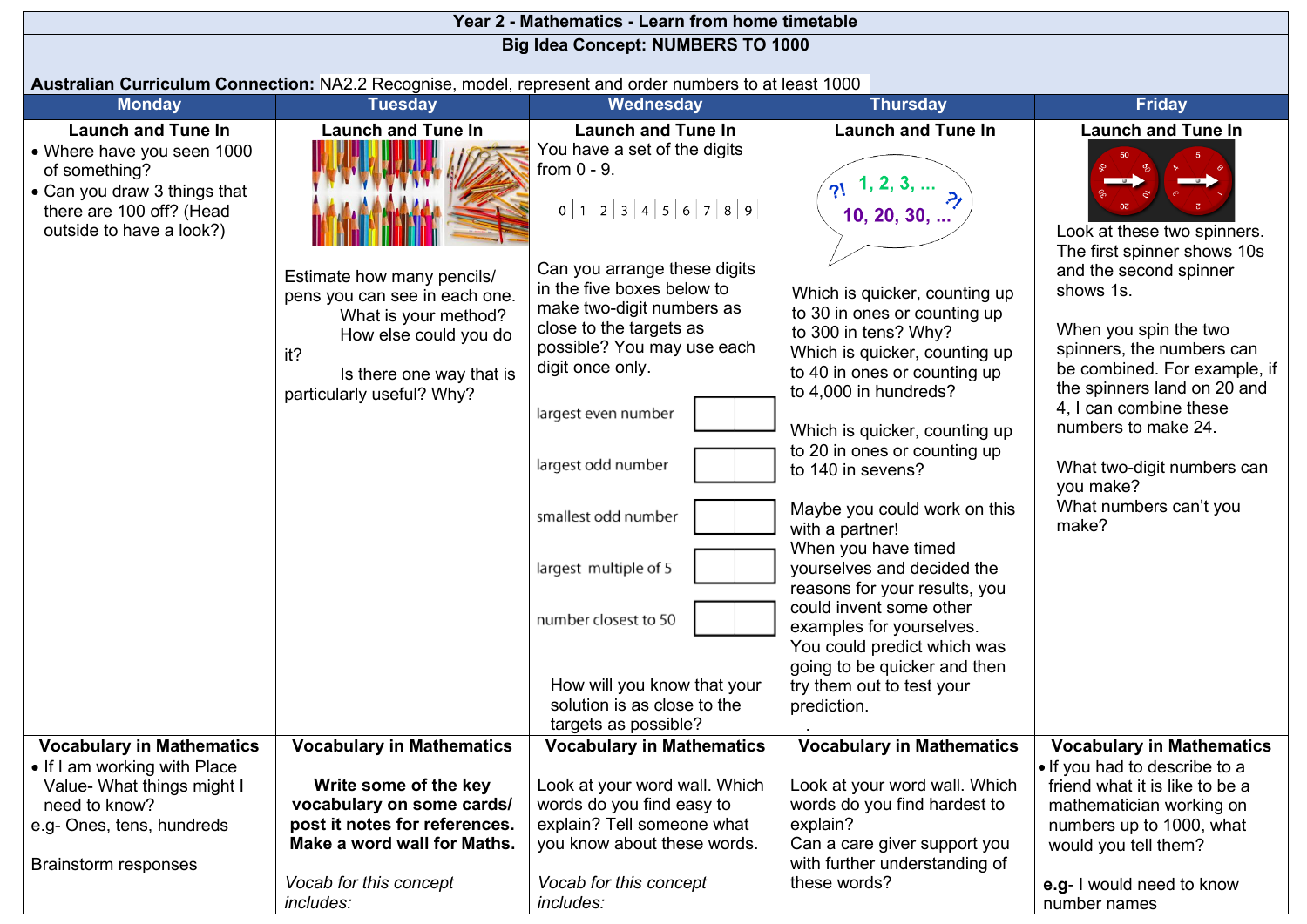# Year 2 - Mathematics - Learn from home timetable

## Big Idea Concept: NUMBERS TO 1000

**Australian Curriculum Connection:** NA2.2 Recognise, model, represent and order numbers to at least 1000

| Monday | Tuesday | Wednesday | Thursday | Friday |
|---|---|---|---|---|
| **Launch and Tune In**<br>• Where have you seen 1000 of something?<br>• Can you draw 3 things that there are 100 off? (Head outside to have a look?) | **Launch and Tune In**<br><br>Estimate how many pencils/ pens you can see in each one. What is your method? How else could you do it? Is there one way that is particularly useful? Why? | **Launch and Tune In**<br>You have a set of the digits from 0 - 9.<br><br>0 \| 1 \| 2 \| 3 \| 4 \| 5 \| 6 \| 7 \| 8 \| 9<br><br>Can you arrange these digits in the five boxes below to make two-digit numbers as close to the targets as possible? You may use each digit once only.<br><br>largest even number ☐☐<br>largest odd number ☐☐<br>smallest odd number ☐☐<br>largest multiple of 5 ☐☐<br>number closest to 50 ☐☐<br><br>How will you know that your solution is as close to the targets as possible? | **Launch and Tune In**<br>?! 1, 2, 3, ... ?!<br>10, 20, 30, ...<br><br>Which is quicker, counting up to 30 in ones or counting up to 300 in tens? Why?<br>Which is quicker, counting up to 40 in ones or counting up to 4,000 in hundreds?<br><br>Which is quicker, counting up to 20 in ones or counting up to 140 in sevens?<br><br>Maybe you could work on this with a partner!<br>When you have timed yourselves and decided the reasons for your results, you could invent some other examples for yourselves.<br>You could predict which was going to be quicker and then try them out to test your prediction. | **Launch and Tune In**<br><br>Look at these two spinners. The first spinner shows 10s and the second spinner shows 1s.<br><br>When you spin the two spinners, the numbers can be combined. For example, if the spinners land on 20 and 4, I can combine these numbers to make 24.<br><br>What two-digit numbers can you make?<br>What numbers can't you make? |
| **Vocabulary in Mathematics**<br>• If I am working with Place Value- What things might I need to know?<br>e.g- Ones, tens, hundreds<br><br>Brainstorm responses | **Vocabulary in Mathematics**<br><br>**Write some of the key vocabulary on some cards/ post it notes for references. Make a word wall for Maths.**<br><br>*Vocab for this concept includes:* | **Vocabulary in Mathematics**<br><br>Look at your word wall. Which words do you find easy to explain? Tell someone what you know about these words.<br><br>*Vocab for this concept includes:* | **Vocabulary in Mathematics**<br><br>Look at your word wall. Which words do you find hardest to explain?<br>Can a care giver support you with further understanding of these words? | **Vocabulary in Mathematics**<br>• If you had to describe to a friend what it is like to be a mathematician working on numbers up to 1000, what would you tell them?<br><br>**e.g**- I would need to know number names |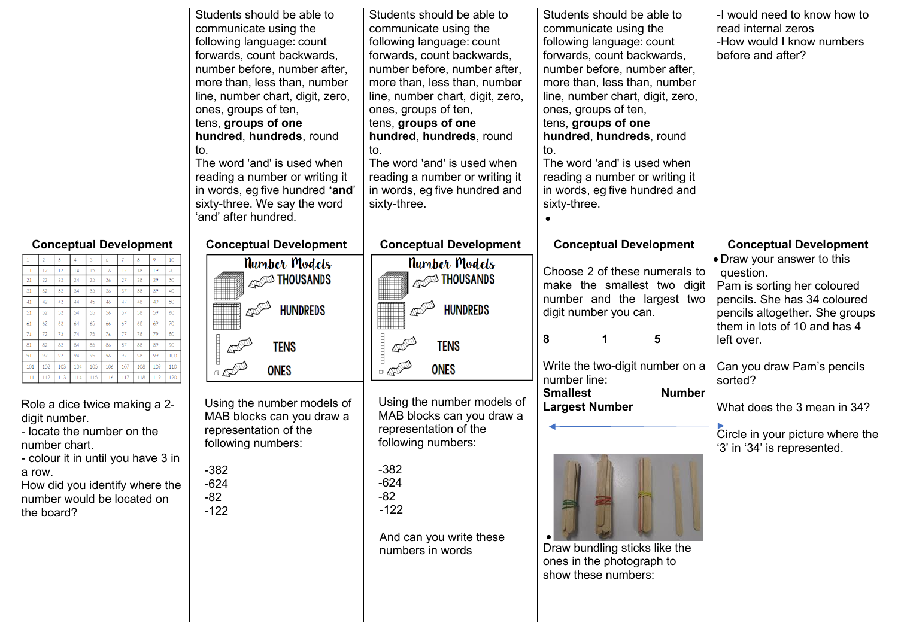| | | | | |
|---|---|---|---|---|
| | Students should be able to communicate using the following language: count forwards, count backwards, number before, number after, more than, less than, number line, number chart, digit, zero, ones, groups of ten, tens, **groups of one hundred**, **hundreds**, round to.<br>The word 'and' is used when reading a number or writing it in words, eg five hundred **'and'** sixty-three. We say the word 'and' after hundred. | Students should be able to communicate using the following language: count forwards, count backwards, number before, number after, more than, less than, number line, number chart, digit, zero, ones, groups of ten, tens, **groups of one hundred**, **hundreds**, round to.<br>The word 'and' is used when reading a number or writing it in words, eg five hundred and sixty-three. | Students should be able to communicate using the following language: count forwards, count backwards, number before, number after, more than, less than, number line, number chart, digit, zero, ones, groups of ten, tens, **groups of one hundred**, **hundreds**, round to.<br>The word 'and' is used when reading a number or writing it in words, eg five hundred and sixty-three.<br>• | -I would need to know how to read internal zeros<br>-How would I know numbers before and after? |
| **Conceptual Development** | **Conceptual Development** | **Conceptual Development** | **Conceptual Development** | **Conceptual Development** |
| 1 2 3 4 5 6 7 8 9 10<br>11 12 13 14 15 16 17 18 19 20<br>21 22 23 24 25 26 27 28 29 30<br>31 32 33 34 35 36 37 38 39 40<br>41 42 43 44 45 46 47 48 49 50<br>51 52 53 54 55 56 57 58 59 60<br>61 62 63 64 65 66 67 68 69 70<br>71 72 73 74 75 76 77 78 79 80<br>81 82 83 84 85 86 87 88 89 90<br>91 92 93 94 95 96 97 98 99 100<br>101 102 103 104 105 106 107 108 109 110<br>111 112 113 114 115 116 117 118 119 120<br><br>Role a dice twice making a 2-digit number.<br>- locate the number on the number chart.<br>- colour it in until you have 3 in a row.<br>How did you identify where the number would be located on the board? | Number Models<br>THOUSANDS<br>HUNDREDS<br>TENS<br>ONES<br><br>Using the number models of MAB blocks can you draw a representation of the following numbers:<br><br>-382<br>-624<br>-82<br>-122 | Number Models<br>THOUSANDS<br>HUNDREDS<br>TENS<br>ONES<br><br>Using the number models of MAB blocks can you draw a representation of the following numbers:<br><br>-382<br>-624<br>-82<br>-122<br><br>And can you write these numbers in words | Choose 2 of these numerals to make the smallest two digit number and the largest two digit number you can.<br><br>**8 1 5**<br><br>Write the two-digit number on a number line:<br>**Smallest Number Largest Number**<br><br>•<br>Draw bundling sticks like the ones in the photograph to show these numbers: | • Draw your answer to this question.<br>Pam is sorting her coloured pencils. She has 34 coloured pencils altogether. She groups them in lots of 10 and has 4 left over.<br><br>Can you draw Pam's pencils sorted?<br><br>What does the 3 mean in 34?<br><br>Circle in your picture where the '3' in '34' is represented. |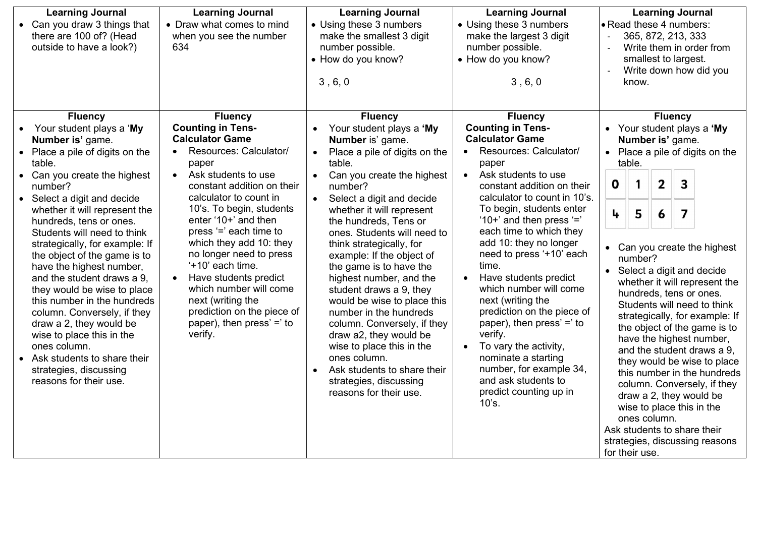| | | | | |
|---|---|---|---|---|
| **Learning Journal**<br>• Can you draw 3 things that there are 100 of? (Head outside to have a look?) | **Learning Journal**<br>• Draw what comes to mind when you see the number 634 | **Learning Journal**<br>• Using these 3 numbers make the smallest 3 digit number possible.<br>• How do you know?<br><br>3 , 6, 0 | **Learning Journal**<br>• Using these 3 numbers make the largest 3 digit number possible.<br>• How do you know?<br><br>3 , 6, 0 | **Learning Journal**<br>• Read these 4 numbers:<br>- 365, 872, 213, 333<br>- Write them in order from smallest to largest.<br>- Write down how did you know. |
| **Fluency**<br>• Your student plays a '**My Number is'** game.<br>• Place a pile of digits on the table.<br>• Can you create the highest number?<br>• Select a digit and decide whether it will represent the hundreds, tens or ones. Students will need to think strategically, for example: If the object of the game is to have the highest number, and the student draws a 9, they would be wise to place this number in the hundreds column. Conversely, if they draw a 2, they would be wise to place this in the ones column.<br>• Ask students to share their strategies, discussing reasons for their use. | **Fluency**<br>**Counting in Tens- Calculator Game**<br>• Resources: Calculator/ paper<br>• Ask students to use constant addition on their calculator to count in 10's. To begin, students enter '10+' and then press '=' each time to which they add 10: they no longer need to press '+10' each time.<br>• Have students predict which number will come next (writing the prediction on the piece of paper), then press' =' to verify. | **Fluency**<br>• Your student plays a **'My Number** is' game.<br>• Place a pile of digits on the table.<br>• Can you create the highest number?<br>• Select a digit and decide whether it will represent the hundreds, Tens or ones. Students will need to think strategically, for example: If the object of the game is to have the highest number, and the student draws a 9, they would be wise to place this number in the hundreds column. Conversely, if they draw a2, they would be wise to place this in the ones column.<br>• Ask students to share their strategies, discussing reasons for their use. | **Fluency**<br>**Counting in Tens- Calculator Game**<br>• Resources: Calculator/ paper<br>• Ask students to use constant addition on their calculator to count in 10's. To begin, students enter '10+' and then press '=' each time to which they add 10: they no longer need to press '+10' each time.<br>• Have students predict which number will come next (writing the prediction on the piece of paper), then press' =' to verify.<br>• To vary the activity, nominate a starting number, for example 34, and ask students to predict counting up in 10's. | **Fluency**<br>• Your student plays a **'My Number is'** game.<br>• Place a pile of digits on the table.<br>0 1 2 3<br>4 5 6 7<br>• Can you create the highest number?<br>• Select a digit and decide whether it will represent the hundreds, tens or ones. Students will need to think strategically, for example: If the object of the game is to have the highest number, and the student draws a 9, they would be wise to place this number in the hundreds column. Conversely, if they draw a 2, they would be wise to place this in the ones column.<br>Ask students to share their strategies, discussing reasons for their use. |